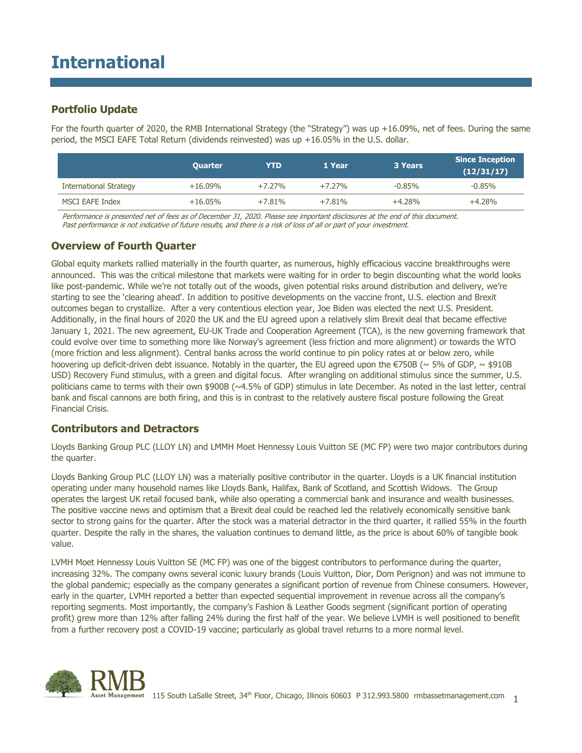# International

## Portfolio Update

For the fourth quarter of 2020, the RMB International Strategy (the "Strategy") was up +16.09%, net of fees. During the same period, the MSCI EAFE Total Return (dividends reinvested) was up +16.05% in the U.S. dollar.

| | Quarter | YTD | 1 Year | 3 Years | Since Inception (12/31/17) |
|---|---|---|---|---|---|
| International Strategy | +16.09% | +7.27% | +7.27% | -0.85% | -0.85% |
| MSCI EAFE Index | +16.05% | +7.81% | +7.81% | +4.28% | +4.28% |

*Performance is presented net of fees as of December 31, 2020. Please see important disclosures at the end of this document. Past performance is not indicative of future results, and there is a risk of loss of all or part of your investment.*

## Overview of Fourth Quarter

Global equity markets rallied materially in the fourth quarter, as numerous, highly efficacious vaccine breakthroughs were announced. This was the critical milestone that markets were waiting for in order to begin discounting what the world looks like post-pandemic. While we're not totally out of the woods, given potential risks around distribution and delivery, we're starting to see the 'clearing ahead'. In addition to positive developments on the vaccine front, U.S. election and Brexit outcomes began to crystallize. After a very contentious election year, Joe Biden was elected the next U.S. President. Additionally, in the final hours of 2020 the UK and the EU agreed upon a relatively slim Brexit deal that became effective January 1, 2021. The new agreement, EU-UK Trade and Cooperation Agreement (TCA), is the new governing framework that could evolve over time to something more like Norway's agreement (less friction and more alignment) or towards the WTO (more friction and less alignment). Central banks across the world continue to pin policy rates at or below zero, while hoovering up deficit-driven debt issuance. Notably in the quarter, the EU agreed upon the €750B (~ 5% of GDP, ~ $910B USD) Recovery Fund stimulus, with a green and digital focus. After wrangling on additional stimulus since the summer, U.S. politicians came to terms with their own $900B (~4.5% of GDP) stimulus in late December. As noted in the last letter, central bank and fiscal cannons are both firing, and this is in contrast to the relatively austere fiscal posture following the Great Financial Crisis.

## Contributors and Detractors

Lloyds Banking Group PLC (LLOY LN) and LMMH Moet Hennessy Louis Vuitton SE (MC FP) were two major contributors during the quarter.

Lloyds Banking Group PLC (LLOY LN) was a materially positive contributor in the quarter. Lloyds is a UK financial institution operating under many household names like Lloyds Bank, Halifax, Bank of Scotland, and Scottish Widows. The Group operates the largest UK retail focused bank, while also operating a commercial bank and insurance and wealth businesses. The positive vaccine news and optimism that a Brexit deal could be reached led the relatively economically sensitive bank sector to strong gains for the quarter. After the stock was a material detractor in the third quarter, it rallied 55% in the fourth quarter. Despite the rally in the shares, the valuation continues to demand little, as the price is about 60% of tangible book value.

LVMH Moet Hennessy Louis Vuitton SE (MC FP) was one of the biggest contributors to performance during the quarter, increasing 32%. The company owns several iconic luxury brands (Louis Vuitton, Dior, Dom Perignon) and was not immune to the global pandemic; especially as the company generates a significant portion of revenue from Chinese consumers. However, early in the quarter, LVMH reported a better than expected sequential improvement in revenue across all the company's reporting segments. Most importantly, the company's Fashion & Leather Goods segment (significant portion of operating profit) grew more than 12% after falling 24% during the first half of the year. We believe LVMH is well positioned to benefit from a further recovery post a COVID-19 vaccine; particularly as global travel returns to a more normal level.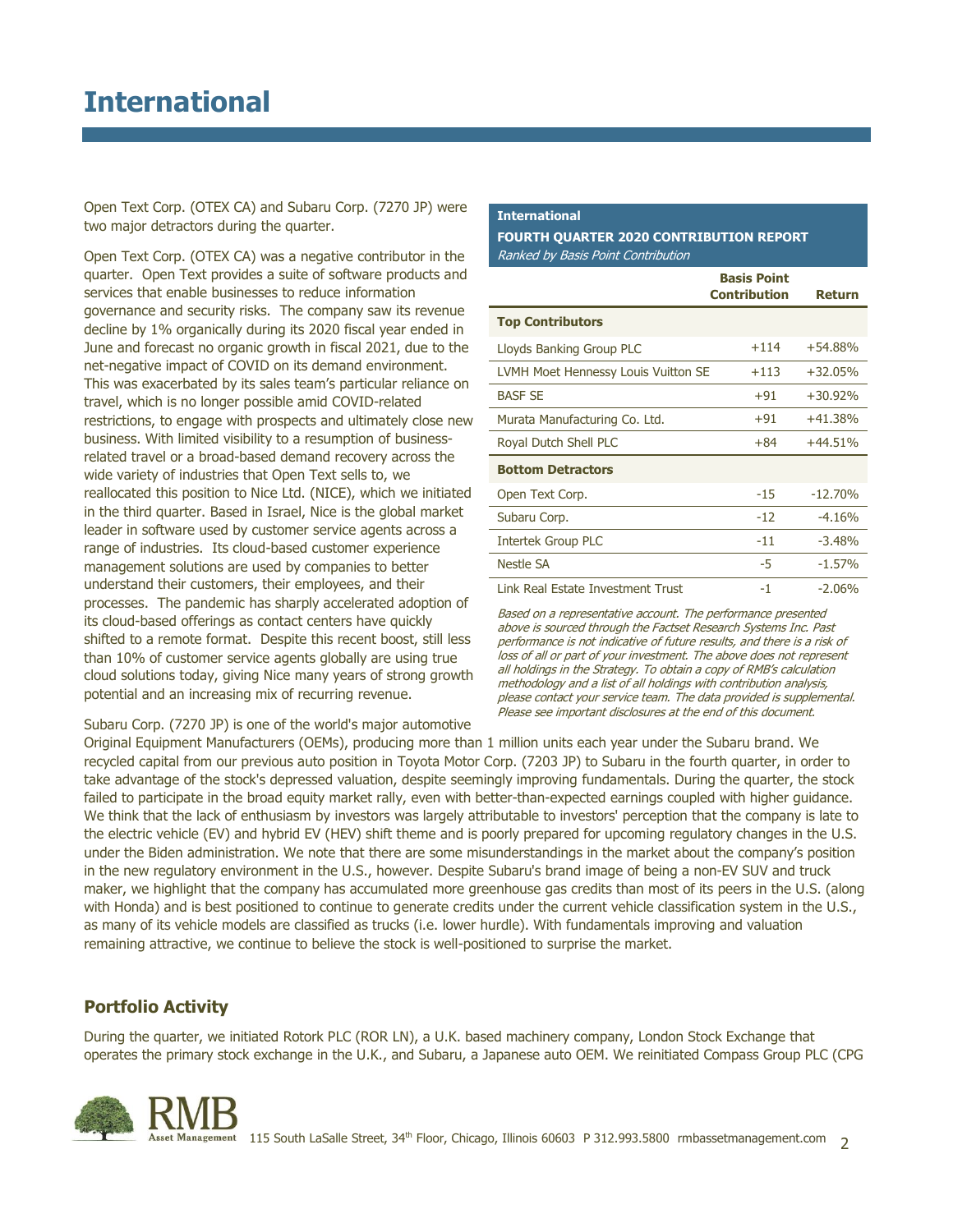# International

Open Text Corp. (OTEX CA) and Subaru Corp. (7270 JP) were two major detractors during the quarter.

Open Text Corp. (OTEX CA) was a negative contributor in the quarter. Open Text provides a suite of software products and services that enable businesses to reduce information governance and security risks. The company saw its revenue decline by 1% organically during its 2020 fiscal year ended in June and forecast no organic growth in fiscal 2021, due to the net-negative impact of COVID on its demand environment. This was exacerbated by its sales team's particular reliance on travel, which is no longer possible amid COVID-related restrictions, to engage with prospects and ultimately close new business. With limited visibility to a resumption of business-related travel or a broad-based demand recovery across the wide variety of industries that Open Text sells to, we reallocated this position to Nice Ltd. (NICE), which we initiated in the third quarter. Based in Israel, Nice is the global market leader in software used by customer service agents across a range of industries. Its cloud-based customer experience management solutions are used by companies to better understand their customers, their employees, and their processes. The pandemic has sharply accelerated adoption of its cloud-based offerings as contact centers have quickly shifted to a remote format. Despite this recent boost, still less than 10% of customer service agents globally are using true cloud solutions today, giving Nice many years of strong growth potential and an increasing mix of recurring revenue.

**International**
**FOURTH QUARTER 2020 CONTRIBUTION REPORT**
*Ranked by Basis Point Contribution*

| | Basis Point Contribution | Return |
|---|---|---|
| **Top Contributors** | | |
| Lloyds Banking Group PLC | +114 | +54.88% |
| LVMH Moet Hennessy Louis Vuitton SE | +113 | +32.05% |
| BASF SE | +91 | +30.92% |
| Murata Manufacturing Co. Ltd. | +91 | +41.38% |
| Royal Dutch Shell PLC | +84 | +44.51% |
| **Bottom Detractors** | | |
| Open Text Corp. | -15 | -12.70% |
| Subaru Corp. | -12 | -4.16% |
| Intertek Group PLC | -11 | -3.48% |
| Nestle SA | -5 | -1.57% |
| Link Real Estate Investment Trust | -1 | -2.06% |

*Based on a representative account. The performance presented above is sourced through the Factset Research Systems Inc. Past performance is not indicative of future results, and there is a risk of loss of all or part of your investment. The above does not represent all holdings in the Strategy. To obtain a copy of RMB's calculation methodology and a list of all holdings with contribution analysis, please contact your service team. The data provided is supplemental. Please see important disclosures at the end of this document.*

Subaru Corp. (7270 JP) is one of the world's major automotive Original Equipment Manufacturers (OEMs), producing more than 1 million units each year under the Subaru brand. We recycled capital from our previous auto position in Toyota Motor Corp. (7203 JP) to Subaru in the fourth quarter, in order to take advantage of the stock's depressed valuation, despite seemingly improving fundamentals. During the quarter, the stock failed to participate in the broad equity market rally, even with better-than-expected earnings coupled with higher guidance. We think that the lack of enthusiasm by investors was largely attributable to investors' perception that the company is late to the electric vehicle (EV) and hybrid EV (HEV) shift theme and is poorly prepared for upcoming regulatory changes in the U.S. under the Biden administration. We note that there are some misunderstandings in the market about the company's position in the new regulatory environment in the U.S., however. Despite Subaru's brand image of being a non-EV SUV and truck maker, we highlight that the company has accumulated more greenhouse gas credits than most of its peers in the U.S. (along with Honda) and is best positioned to continue to generate credits under the current vehicle classification system in the U.S., as many of its vehicle models are classified as trucks (i.e. lower hurdle). With fundamentals improving and valuation remaining attractive, we continue to believe the stock is well-positioned to surprise the market.

## Portfolio Activity

During the quarter, we initiated Rotork PLC (ROR LN), a U.K. based machinery company, London Stock Exchange that operates the primary stock exchange in the U.K., and Subaru, a Japanese auto OEM. We reinitiated Compass Group PLC (CPG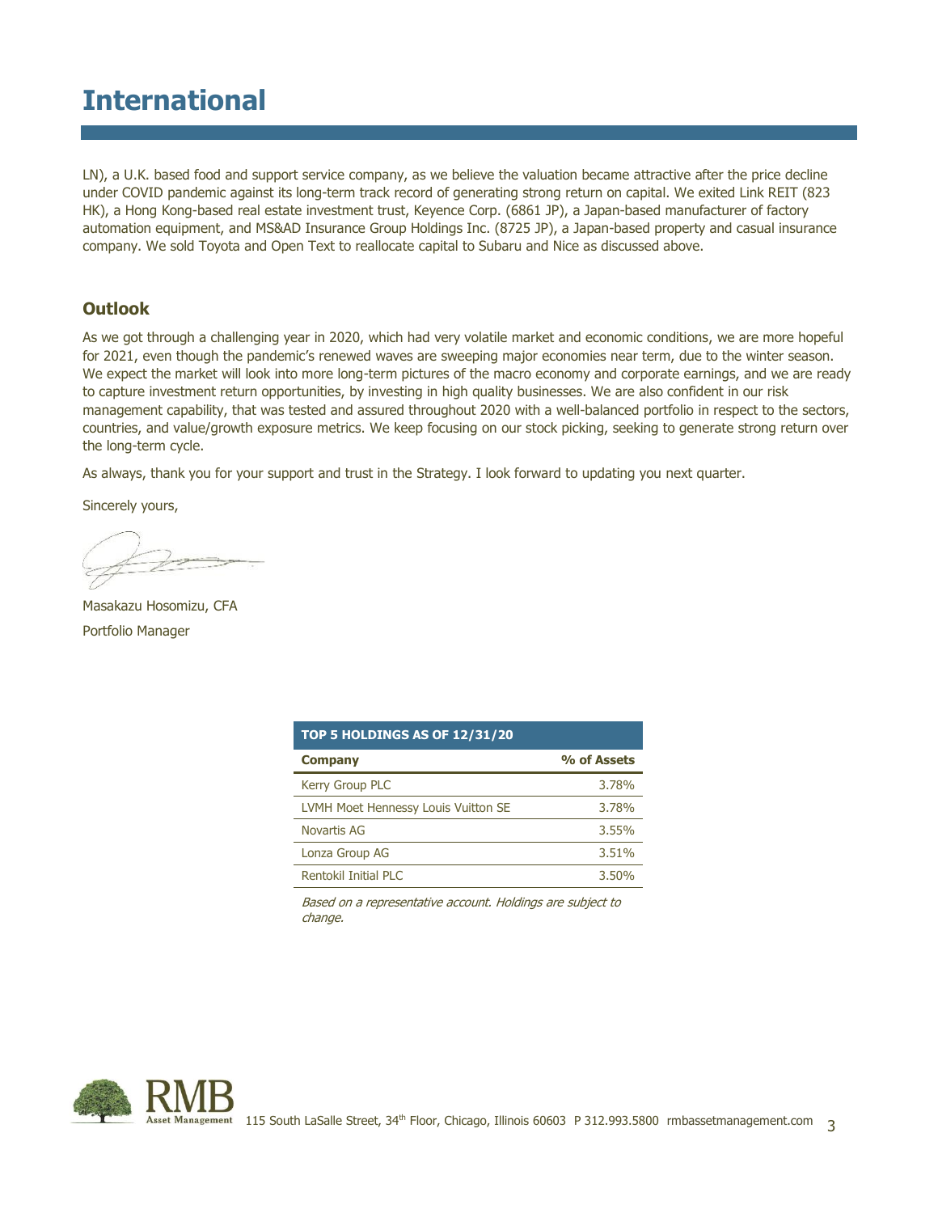LN), a U.K. based food and support service company, as we believe the valuation became attractive after the price decline under COVID pandemic against its long-term track record of generating strong return on capital. We exited Link REIT (823 HK), a Hong Kong-based real estate investment trust, Keyence Corp. (6861 JP), a Japan-based manufacturer of factory automation equipment, and MS&AD Insurance Group Holdings Inc. (8725 JP), a Japan-based property and casual insurance company. We sold Toyota and Open Text to reallocate capital to Subaru and Nice as discussed above.

## Outlook

As we got through a challenging year in 2020, which had very volatile market and economic conditions, we are more hopeful for 2021, even though the pandemic's renewed waves are sweeping major economies near term, due to the winter season. We expect the market will look into more long-term pictures of the macro economy and corporate earnings, and we are ready to capture investment return opportunities, by investing in high quality businesses. We are also confident in our risk management capability, that was tested and assured throughout 2020 with a well-balanced portfolio in respect to the sectors, countries, and value/growth exposure metrics. We keep focusing on our stock picking, seeking to generate strong return over the long-term cycle.

As always, thank you for your support and trust in the Strategy. I look forward to updating you next quarter.

Sincerely yours,

Masakazu Hosomizu, CFA
Portfolio Manager

| TOP 5 HOLDINGS AS OF 12/31/20 | |
|---|---|
| **Company** | **% of Assets** |
| Kerry Group PLC | 3.78% |
| LVMH Moet Hennessy Louis Vuitton SE | 3.78% |
| Novartis AG | 3.55% |
| Lonza Group AG | 3.51% |
| Rentokil Initial PLC | 3.50% |

*Based on a representative account. Holdings are subject to change.*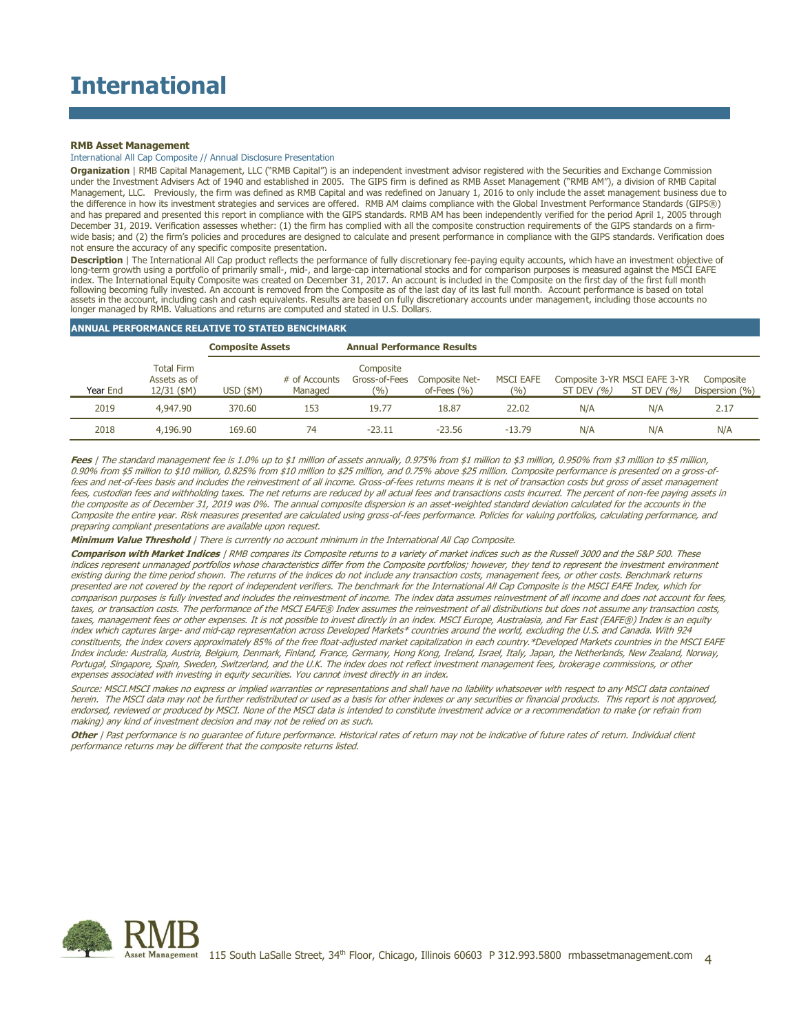# International

**RMB Asset Management**

International All Cap Composite // Annual Disclosure Presentation

**Organization** | RMB Capital Management, LLC ("RMB Capital") is an independent investment advisor registered with the Securities and Exchange Commission under the Investment Advisers Act of 1940 and established in 2005. The GIPS firm is defined as RMB Asset Management ("RMB AM"), a division of RMB Capital Management, LLC. Previously, the firm was defined as RMB Capital and was redefined on January 1, 2016 to only include the asset management business due to the difference in how its investment strategies and services are offered. RMB AM claims compliance with the Global Investment Performance Standards (GIPS®) and has prepared and presented this report in compliance with the GIPS standards. RMB AM has been independently verified for the period April 1, 2005 through December 31, 2019. Verification assesses whether: (1) the firm has complied with all the composite construction requirements of the GIPS standards on a firm-wide basis; and (2) the firm's policies and procedures are designed to calculate and present performance in compliance with the GIPS standards. Verification does not ensure the accuracy of any specific composite presentation.

**Description** | The International All Cap product reflects the performance of fully discretionary fee-paying equity accounts, which have an investment objective of long-term growth using a portfolio of primarily small-, mid-, and large-cap international stocks and for comparison purposes is measured against the MSCI EAFE index. The International Equity Composite was created on December 31, 2017. An account is included in the Composite on the first day of the first full month following becoming fully invested. An account is removed from the Composite as of the last day of its last full month. Account performance is based on total assets in the account, including cash and cash equivalents. Results are based on fully discretionary accounts under management, including those accounts no longer managed by RMB. Valuations and returns are computed and stated in U.S. Dollars.

**ANNUAL PERFORMANCE RELATIVE TO STATED BENCHMARK**

| | | Composite Assets | | Annual Performance Results | | | | | |
|---|---|---|---|---|---|---|---|---|---|
| Year End | Total Firm Assets as of 12/31 ($M) | USD ($M) | # of Accounts Managed | Composite Gross-of-Fees (%) | Composite Net-of-Fees (%) | MSCI EAFE (%) | Composite 3-YR ST DEV *(%)* | MSCI EAFE 3-YR ST DEV *(%)* | Composite Dispersion (%) |
| 2019 | 4,947.90 | 370.60 | 153 | 19.77 | 18.87 | 22.02 | N/A | N/A | 2.17 |
| 2018 | 4,196.90 | 169.60 | 74 | -23.11 | -23.56 | -13.79 | N/A | N/A | N/A |

***Fees*** *| The standard management fee is 1.0% up to $1 million of assets annually, 0.975% from $1 million to $3 million, 0.950% from $3 million to $5 million, 0.90% from $5 million to $10 million, 0.825% from $10 million to $25 million, and 0.75% above $25 million. Composite performance is presented on a gross-of-fees and net-of-fees basis and includes the reinvestment of all income. Gross-of-fees returns means it is net of transaction costs but gross of asset management fees, custodian fees and withholding taxes. The net returns are reduced by all actual fees and transactions costs incurred. The percent of non-fee paying assets in the composite as of December 31, 2019 was 0%. The annual composite dispersion is an asset-weighted standard deviation calculated for the accounts in the Composite the entire year. Risk measures presented are calculated using gross-of-fees performance. Policies for valuing portfolios, calculating performance, and preparing compliant presentations are available upon request.*

***Minimum Value Threshold*** *| There is currently no account minimum in the International All Cap Composite.*

***Comparison with Market Indices*** *| RMB compares its Composite returns to a variety of market indices such as the Russell 3000 and the S&P 500. These indices represent unmanaged portfolios whose characteristics differ from the Composite portfolios; however, they tend to represent the investment environment existing during the time period shown. The returns of the indices do not include any transaction costs, management fees, or other costs. Benchmark returns presented are not covered by the report of independent verifiers. The benchmark for the International All Cap Composite is the MSCI EAFE Index, which for comparison purposes is fully invested and includes the reinvestment of income. The index data assumes reinvestment of all income and does not account for fees, taxes, or transaction costs. The performance of the MSCI EAFE® Index assumes the reinvestment of all distributions but does not assume any transaction costs, taxes, management fees or other expenses. It is not possible to invest directly in an index. MSCI Europe, Australasia, and Far East (EAFE®) Index is an equity index which captures large- and mid-cap representation across Developed Markets* countries around the world, excluding the U.S. and Canada. With 924 constituents, the index covers approximately 85% of the free float-adjusted market capitalization in each country.*Developed Markets countries in the MSCI EAFE Index include: Australia, Austria, Belgium, Denmark, Finland, France, Germany, Hong Kong, Ireland, Israel, Italy, Japan, the Netherlands, New Zealand, Norway, Portugal, Singapore, Spain, Sweden, Switzerland, and the U.K. The index does not reflect investment management fees, brokerage commissions, or other expenses associated with investing in equity securities. You cannot invest directly in an index.*

*Source: MSCI.MSCI makes no express or implied warranties or representations and shall have no liability whatsoever with respect to any MSCI data contained herein. The MSCI data may not be further redistributed or used as a basis for other indexes or any securities or financial products. This report is not approved, endorsed, reviewed or produced by MSCI. None of the MSCI data is intended to constitute investment advice or a recommendation to make (or refrain from making) any kind of investment decision and may not be relied on as such.*

***Other*** *| Past performance is no guarantee of future performance. Historical rates of return may not be indicative of future rates of return. Individual client performance returns may be different that the composite returns listed.*

RMB Asset Management 115 South LaSalle Street, 34th Floor, Chicago, Illinois 60603 P 312.993.5800 rmbassetmanagement.com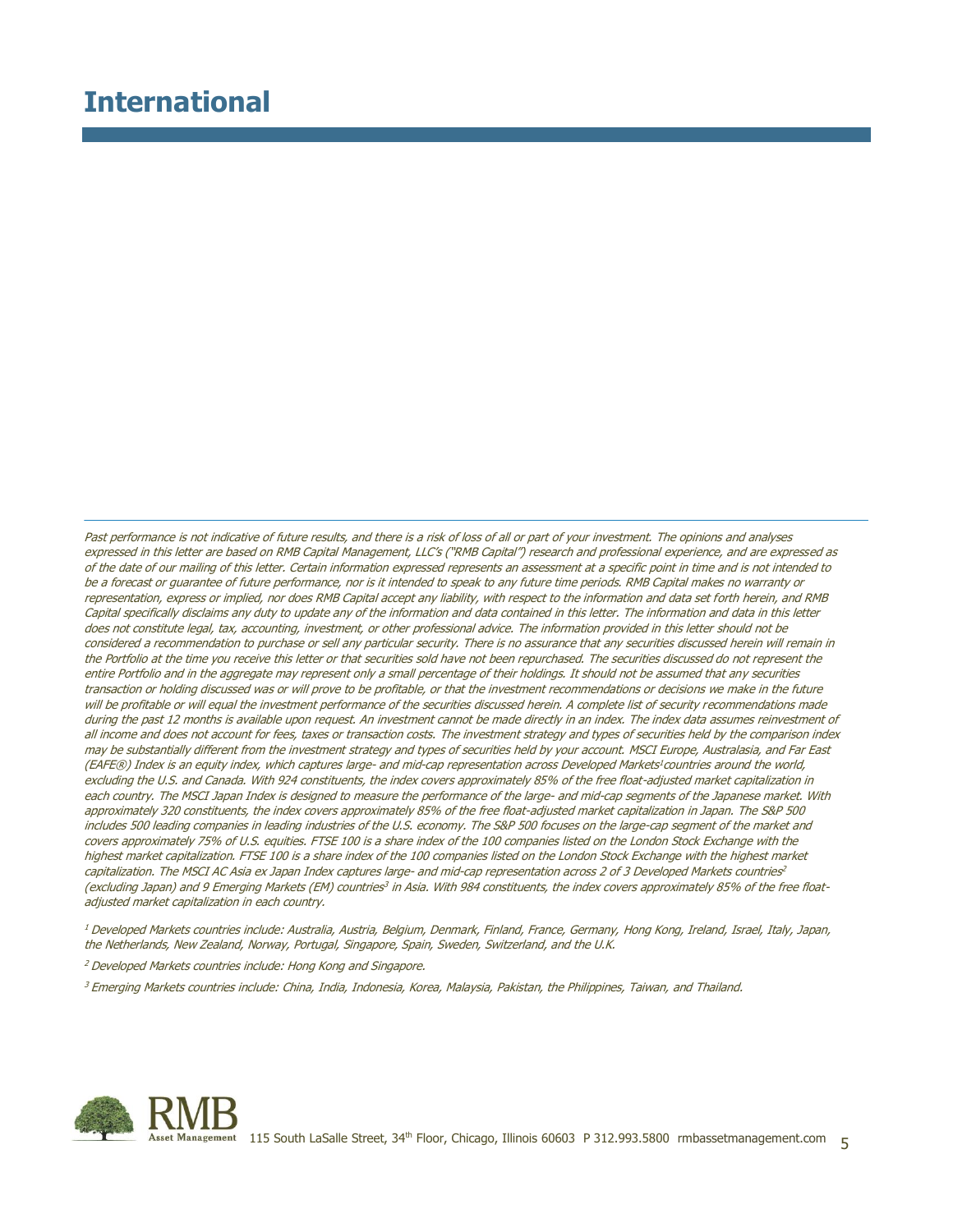# International

*Past performance is not indicative of future results, and there is a risk of loss of all or part of your investment. The opinions and analyses expressed in this letter are based on RMB Capital Management, LLC's ("RMB Capital") research and professional experience, and are expressed as of the date of our mailing of this letter. Certain information expressed represents an assessment at a specific point in time and is not intended to be a forecast or guarantee of future performance, nor is it intended to speak to any future time periods. RMB Capital makes no warranty or representation, express or implied, nor does RMB Capital accept any liability, with respect to the information and data set forth herein, and RMB Capital specifically disclaims any duty to update any of the information and data contained in this letter. The information and data in this letter does not constitute legal, tax, accounting, investment, or other professional advice. The information provided in this letter should not be considered a recommendation to purchase or sell any particular security. There is no assurance that any securities discussed herein will remain in the Portfolio at the time you receive this letter or that securities sold have not been repurchased. The securities discussed do not represent the entire Portfolio and in the aggregate may represent only a small percentage of their holdings. It should not be assumed that any securities transaction or holding discussed was or will prove to be profitable, or that the investment recommendations or decisions we make in the future will be profitable or will equal the investment performance of the securities discussed herein. A complete list of security recommendations made during the past 12 months is available upon request. An investment cannot be made directly in an index. The index data assumes reinvestment of all income and does not account for fees, taxes or transaction costs. The investment strategy and types of securities held by the comparison index may be substantially different from the investment strategy and types of securities held by your account. MSCI Europe, Australasia, and Far East (EAFE®) Index is an equity index, which captures large- and mid-cap representation across Developed Markets[1] countries around the world, excluding the U.S. and Canada. With 924 constituents, the index covers approximately 85% of the free float-adjusted market capitalization in each country. The MSCI Japan Index is designed to measure the performance of the large- and mid-cap segments of the Japanese market. With approximately 320 constituents, the index covers approximately 85% of the free float-adjusted market capitalization in Japan. The S&P 500 includes 500 leading companies in leading industries of the U.S. economy. The S&P 500 focuses on the large-cap segment of the market and covers approximately 75% of U.S. equities. FTSE 100 is a share index of the 100 companies listed on the London Stock Exchange with the highest market capitalization. FTSE 100 is a share index of the 100 companies listed on the London Stock Exchange with the highest market capitalization. The MSCI AC Asia ex Japan Index captures large- and mid-cap representation across 2 of 3 Developed Markets countries[2] (excluding Japan) and 9 Emerging Markets (EM) countries[3] in Asia. With 984 constituents, the index covers approximately 85% of the free float-adjusted market capitalization in each country.*

*[1] Developed Markets countries include: Australia, Austria, Belgium, Denmark, Finland, France, Germany, Hong Kong, Ireland, Israel, Italy, Japan, the Netherlands, New Zealand, Norway, Portugal, Singapore, Spain, Sweden, Switzerland, and the U.K.*

*[2] Developed Markets countries include: Hong Kong and Singapore.*

*[3] Emerging Markets countries include: China, India, Indonesia, Korea, Malaysia, Pakistan, the Philippines, Taiwan, and Thailand.*

RMB Asset Management 115 South LaSalle Street, 34th Floor, Chicago, Illinois 60603 P 312.993.5800 rmbassetmanagement.com